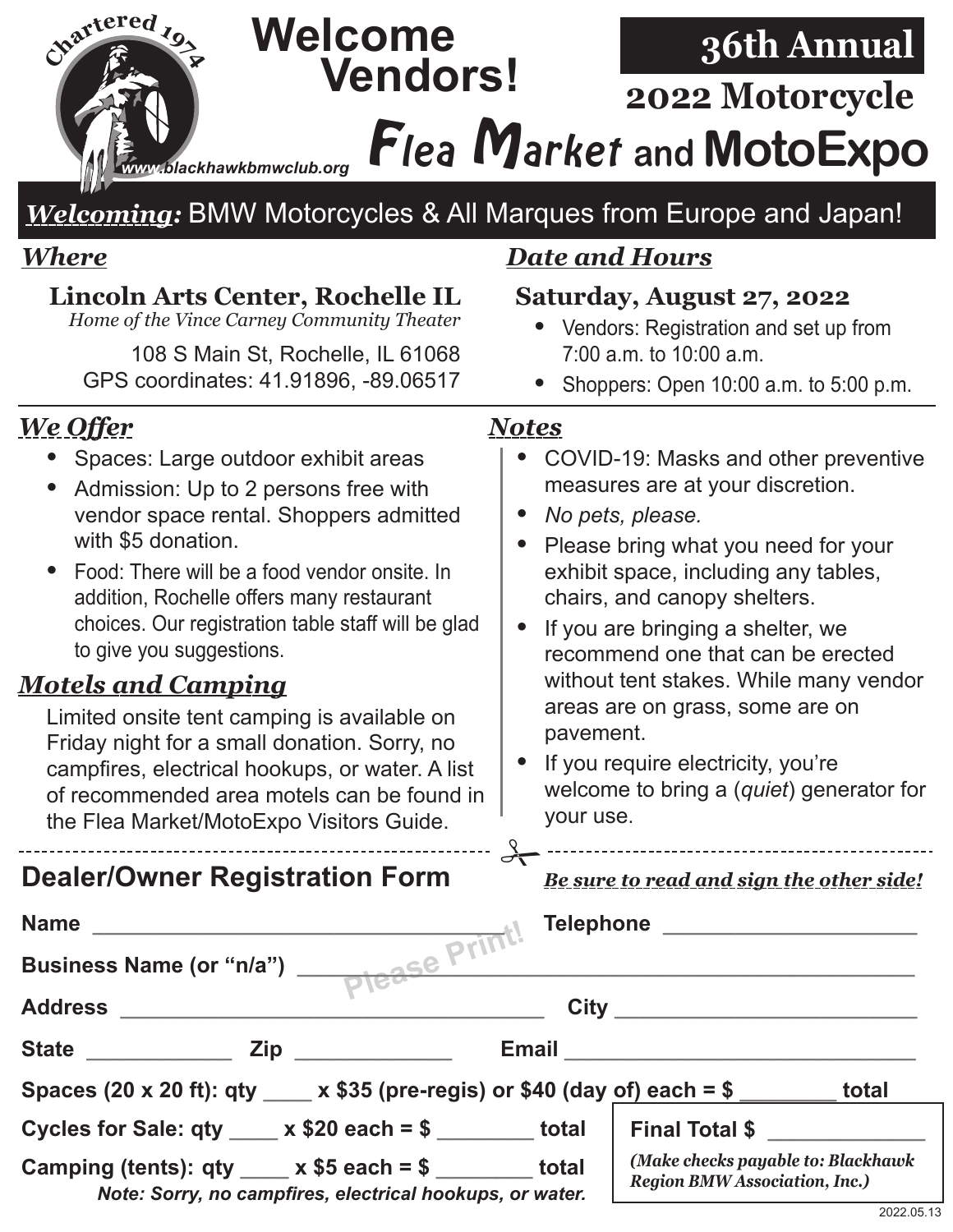Chartered 1974

www.blackhawkbmwclub.org

# Welcome Vendors!

## 36th Annual 2022 Motorcycle Flea Market and MotoExpo

***Welcoming:*** BMW Motorcycles & All Marques from Europe and Japan!

### *Where*

**Lincoln Arts Center, Rochelle IL**

*Home of the Vince Carney Community Theater*

108 S Main St, Rochelle, IL 61068
GPS coordinates: 41.91896, -89.06517

### *Date and Hours*

**Saturday, August 27, 2022**

- Vendors: Registration and set up from 7:00 a.m. to 10:00 a.m.
- Shoppers: Open 10:00 a.m. to 5:00 p.m.

### *We Offer*

- Spaces: Large outdoor exhibit areas
- Admission: Up to 2 persons free with vendor space rental. Shoppers admitted with $5 donation.
- Food: There will be a food vendor onsite. In addition, Rochelle offers many restaurant choices. Our registration table staff will be glad to give you suggestions.

### *Motels and Camping*

Limited onsite tent camping is available on Friday night for a small donation. Sorry, no campfires, electrical hookups, or water. A list of recommended area motels can be found in the Flea Market/MotoExpo Visitors Guide.

### *Notes*

- COVID-19: Masks and other preventive measures are at your discretion.
- *No pets, please.*
- Please bring what you need for your exhibit space, including any tables, chairs, and canopy shelters.
- If you are bringing a shelter, we recommend one that can be erected without tent stakes. While many vendor areas are on grass, some are on pavement.
- If you require electricity, you're welcome to bring a (*quiet*) generator for your use.

---

## Dealer/Owner Registration Form

***Be sure to read and sign the other side!***

*Please Print!*

**Name** ________________________________ **Telephone** ____________________

**Business Name (or "n/a")** ____________________________________________

**Address** ________________________________ **City** ______________________

**State** ____________ **Zip** _____________ **Email** ____________________________

**Spaces (20 x 20 ft): qty ____ x $35 (pre-regis) or $40 (day of) each = $ ________ total**

**Cycles for Sale: qty ____ x $20 each = $ ________ total**

**Camping (tents): qty ____ x $5 each = $ ________ total**

***Note: Sorry, no campfires, electrical hookups, or water.***

**Final Total $** _____________

***(Make checks payable to: Blackhawk Region BMW Association, Inc.)***

2022.05.13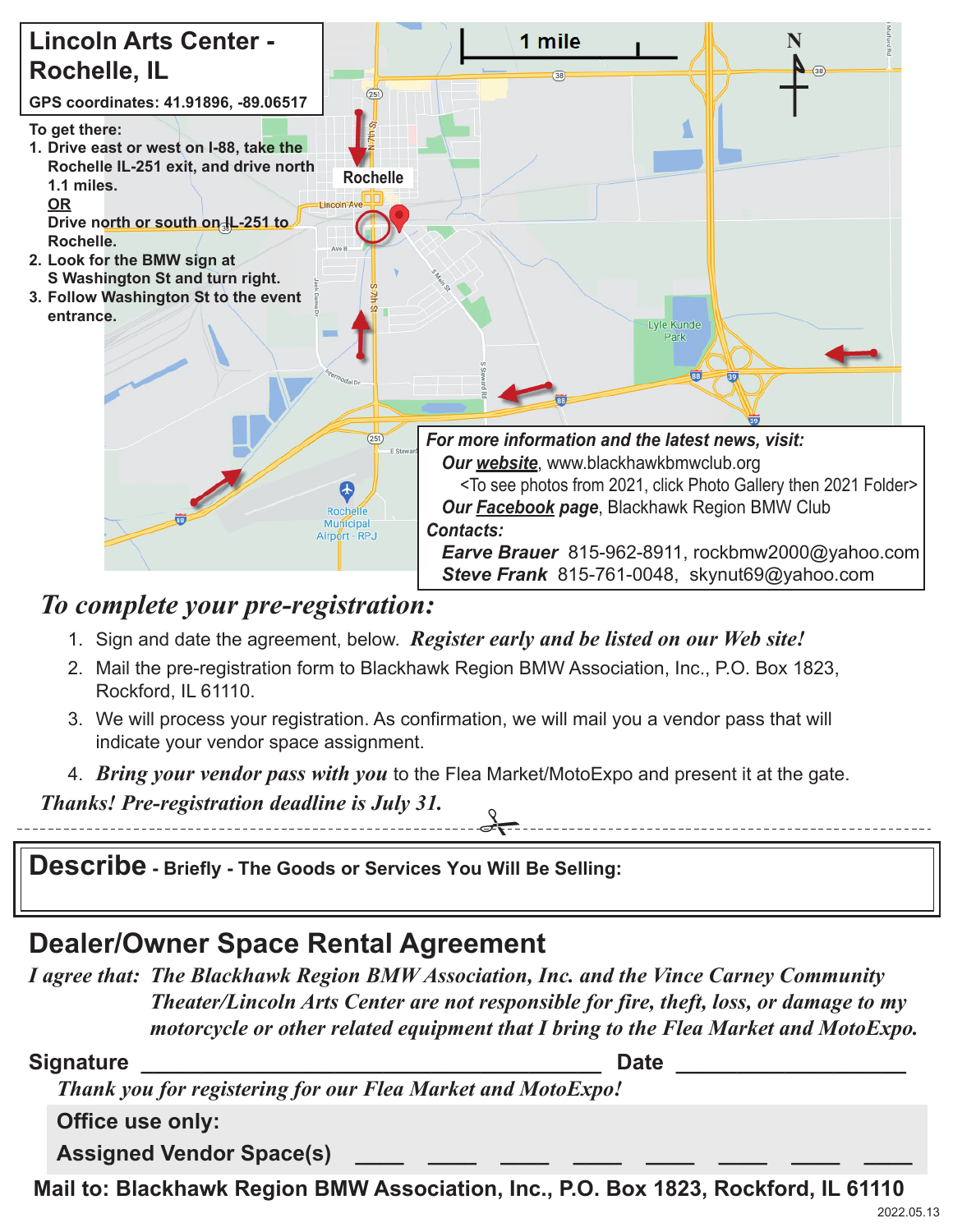# Lincoln Arts Center - Rochelle, IL

**GPS coordinates: 41.91896, -89.06517**

**To get there:**

1. **Drive east or west on I-88, take the Rochelle IL-251 exit, and drive north 1.1 miles.**
   **OR**
   **Drive north or south on IL-251 to Rochelle.**
2. **Look for the BMW sign at S Washington St and turn right.**
3. **Follow Washington St to the event entrance.**

***For more information and the latest news, visit:***

***Our website***, www.blackhawkbmwclub.org
<To see photos from 2021, click Photo Gallery then 2021 Folder>

***Our Facebook page***, Blackhawk Region BMW Club

***Contacts:***

***Earve Brauer*** 815-962-8911, rockbmw2000@yahoo.com

***Steve Frank*** 815-761-0048, skynut69@yahoo.com

## *To complete your pre-registration:*

1. Sign and date the agreement, below. ***Register early and be listed on our Web site!***
2. Mail the pre-registration form to Blackhawk Region BMW Association, Inc., P.O. Box 1823, Rockford, IL 61110.
3. We will process your registration. As confirmation, we will mail you a vendor pass that will indicate your vendor space assignment.
4. ***Bring your vendor pass with you*** to the Flea Market/MotoExpo and present it at the gate.

***Thanks! Pre-registration deadline is July 31.***

---

**Describe - Briefly - The Goods or Services You Will Be Selling:**

## Dealer/Owner Space Rental Agreement

*I agree that: The Blackhawk Region BMW Association, Inc. and the Vince Carney Community Theater/Lincoln Arts Center are not responsible for fire, theft, loss, or damage to my motorcycle or other related equipment that I bring to the Flea Market and MotoExpo.*

**Signature** ________________________________ **Date** ________________

*Thank you for registering for our Flea Market and MotoExpo!*

**Office use only:**

**Assigned Vendor Space(s)** ____ ____ ____ ____ ____ ____ ____ ____

**Mail to: Blackhawk Region BMW Association, Inc., P.O. Box 1823, Rockford, IL 61110**

2022.05.13